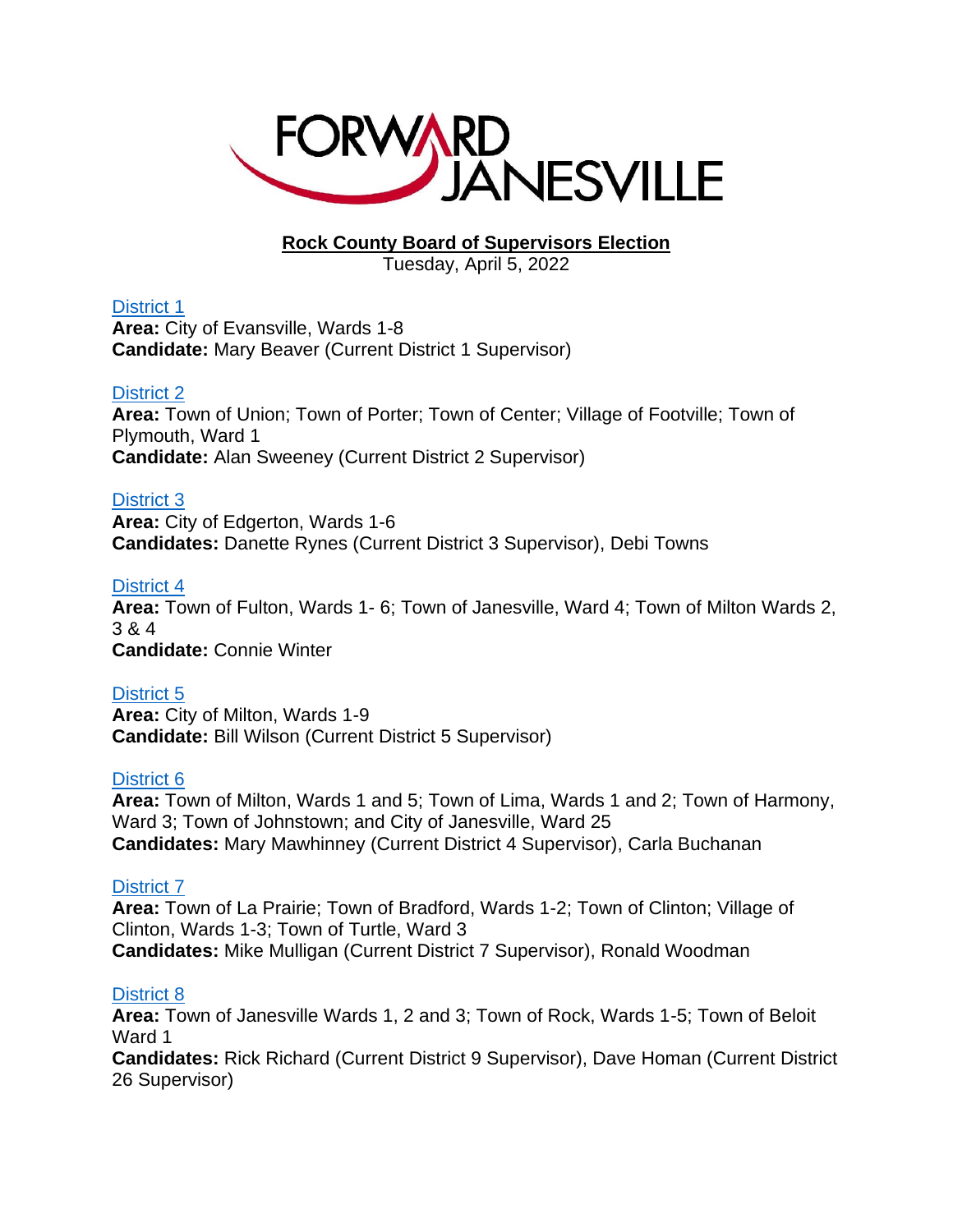FORWARD JANESVILLE

## Rock County Board of Supervisors Election

Tuesday, April 5, 2022

[District 1](#)
**Area:** City of Evansville, Wards 1-8
**Candidate:** Mary Beaver (Current District 1 Supervisor)

[District 2](#)
**Area:** Town of Union; Town of Porter; Town of Center; Village of Footville; Town of Plymouth, Ward 1
**Candidate:** Alan Sweeney (Current District 2 Supervisor)

[District 3](#)
**Area:** City of Edgerton, Wards 1-6
**Candidates:** Danette Rynes (Current District 3 Supervisor), Debi Towns

[District 4](#)
**Area:** Town of Fulton, Wards 1- 6; Town of Janesville, Ward 4; Town of Milton Wards 2, 3 & 4
**Candidate:** Connie Winter

[District 5](#)
**Area:** City of Milton, Wards 1-9
**Candidate:** Bill Wilson (Current District 5 Supervisor)

[District 6](#)
**Area:** Town of Milton, Wards 1 and 5; Town of Lima, Wards 1 and 2; Town of Harmony, Ward 3; Town of Johnstown; and City of Janesville, Ward 25
**Candidates:** Mary Mawhinney (Current District 4 Supervisor), Carla Buchanan

[District 7](#)
**Area:** Town of La Prairie; Town of Bradford, Wards 1-2; Town of Clinton; Village of Clinton, Wards 1-3; Town of Turtle, Ward 3
**Candidates:** Mike Mulligan (Current District 7 Supervisor), Ronald Woodman

[District 8](#)
**Area:** Town of Janesville Wards 1, 2 and 3; Town of Rock, Wards 1-5; Town of Beloit Ward 1
**Candidates:** Rick Richard (Current District 9 Supervisor), Dave Homan (Current District 26 Supervisor)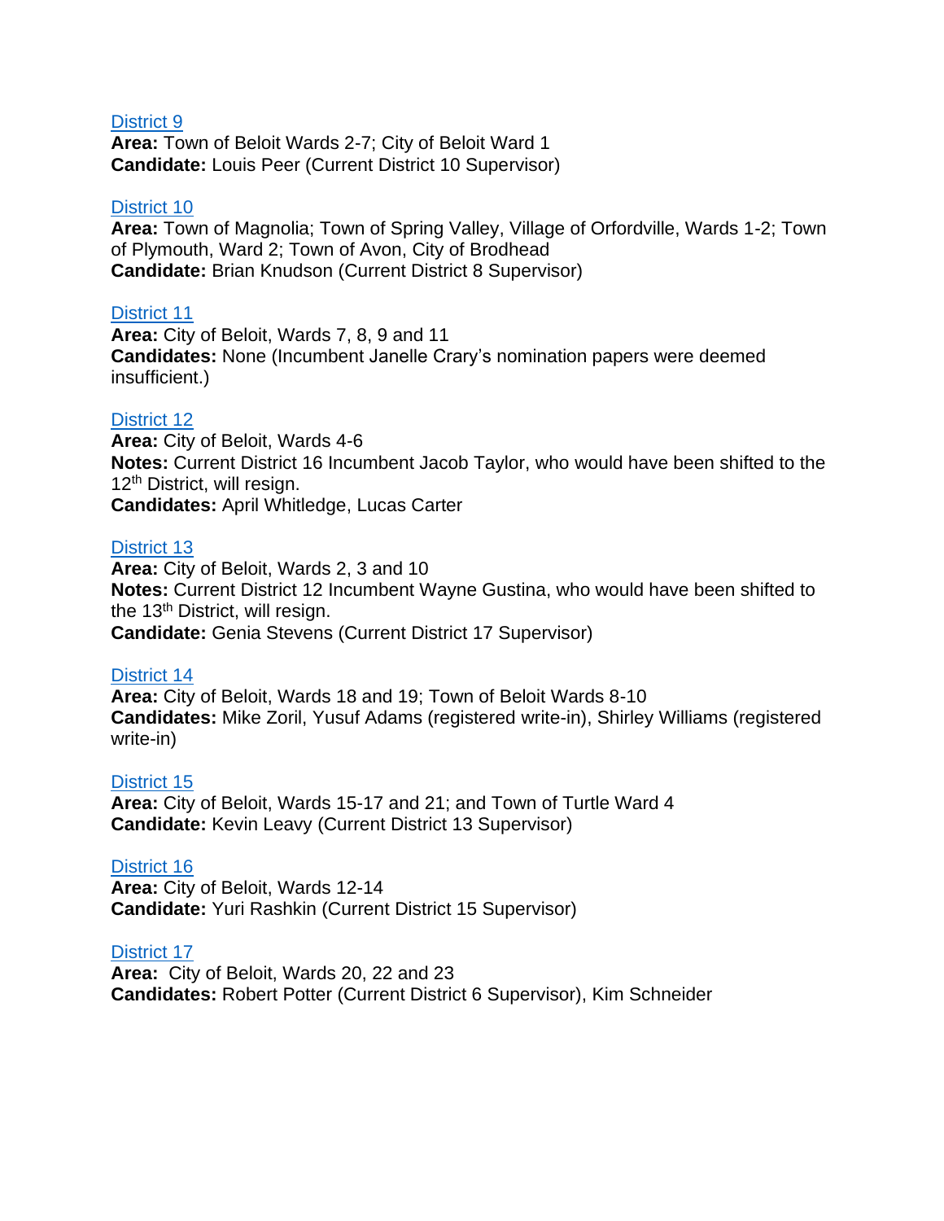[District 9]
**Area:** Town of Beloit Wards 2-7; City of Beloit Ward 1
**Candidate:** Louis Peer (Current District 10 Supervisor)

[District 10]
**Area:** Town of Magnolia; Town of Spring Valley, Village of Orfordville, Wards 1-2; Town of Plymouth, Ward 2; Town of Avon, City of Brodhead
**Candidate:** Brian Knudson (Current District 8 Supervisor)

[District 11]
**Area:** City of Beloit, Wards 7, 8, 9 and 11
**Candidates:** None (Incumbent Janelle Crary's nomination papers were deemed insufficient.)

[District 12]
**Area:** City of Beloit, Wards 4-6
**Notes:** Current District 16 Incumbent Jacob Taylor, who would have been shifted to the 12th District, will resign.
**Candidates:** April Whitledge, Lucas Carter

[District 13]
**Area:** City of Beloit, Wards 2, 3 and 10
**Notes:** Current District 12 Incumbent Wayne Gustina, who would have been shifted to the 13th District, will resign.
**Candidate:** Genia Stevens (Current District 17 Supervisor)

[District 14]
**Area:** City of Beloit, Wards 18 and 19; Town of Beloit Wards 8-10
**Candidates:** Mike Zoril, Yusuf Adams (registered write-in), Shirley Williams (registered write-in)

[District 15]
**Area:** City of Beloit, Wards 15-17 and 21; and Town of Turtle Ward 4
**Candidate:** Kevin Leavy (Current District 13 Supervisor)

[District 16]
**Area:** City of Beloit, Wards 12-14
**Candidate:** Yuri Rashkin (Current District 15 Supervisor)

[District 17]
**Area:** City of Beloit, Wards 20, 22 and 23
**Candidates:** Robert Potter (Current District 6 Supervisor), Kim Schneider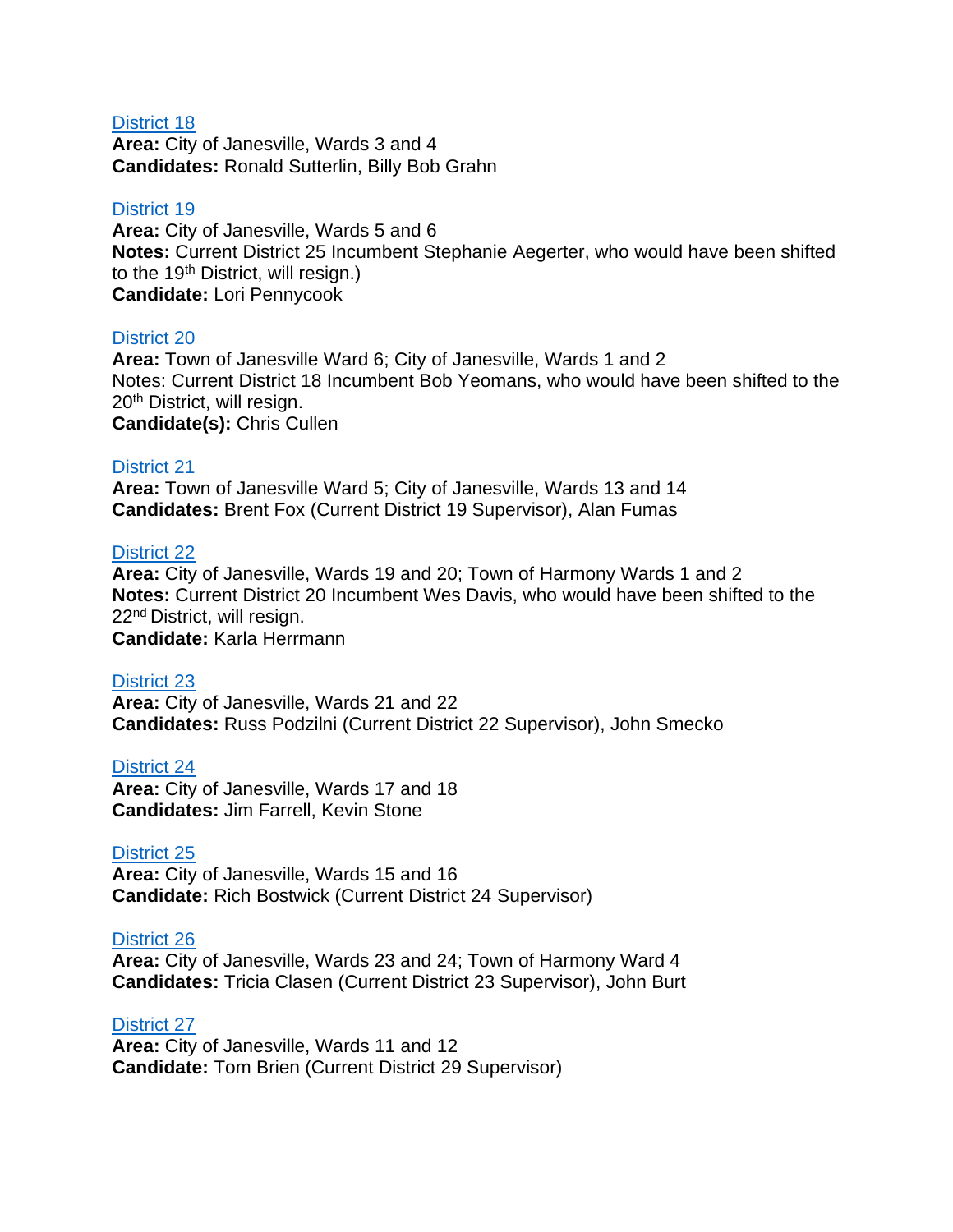District 18
**Area:** City of Janesville, Wards 3 and 4
**Candidates:** Ronald Sutterlin, Billy Bob Grahn

District 19
**Area:** City of Janesville, Wards 5 and 6
**Notes:** Current District 25 Incumbent Stephanie Aegerter, who would have been shifted to the 19th District, will resign.)
**Candidate:** Lori Pennycook

District 20
**Area:** Town of Janesville Ward 6; City of Janesville, Wards 1 and 2
Notes: Current District 18 Incumbent Bob Yeomans, who would have been shifted to the 20th District, will resign.
**Candidate(s):** Chris Cullen

District 21
**Area:** Town of Janesville Ward 5; City of Janesville, Wards 13 and 14
**Candidates:** Brent Fox (Current District 19 Supervisor), Alan Fumas

District 22
**Area:** City of Janesville, Wards 19 and 20; Town of Harmony Wards 1 and 2
**Notes:** Current District 20 Incumbent Wes Davis, who would have been shifted to the 22nd District, will resign.
**Candidate:** Karla Herrmann

District 23
**Area:** City of Janesville, Wards 21 and 22
**Candidates:** Russ Podzilni (Current District 22 Supervisor), John Smecko

District 24
**Area:** City of Janesville, Wards 17 and 18
**Candidates:** Jim Farrell, Kevin Stone

District 25
**Area:** City of Janesville, Wards 15 and 16
**Candidate:** Rich Bostwick (Current District 24 Supervisor)

District 26
**Area:** City of Janesville, Wards 23 and 24; Town of Harmony Ward 4
**Candidates:** Tricia Clasen (Current District 23 Supervisor), John Burt

District 27
**Area:** City of Janesville, Wards 11 and 12
**Candidate:** Tom Brien (Current District 29 Supervisor)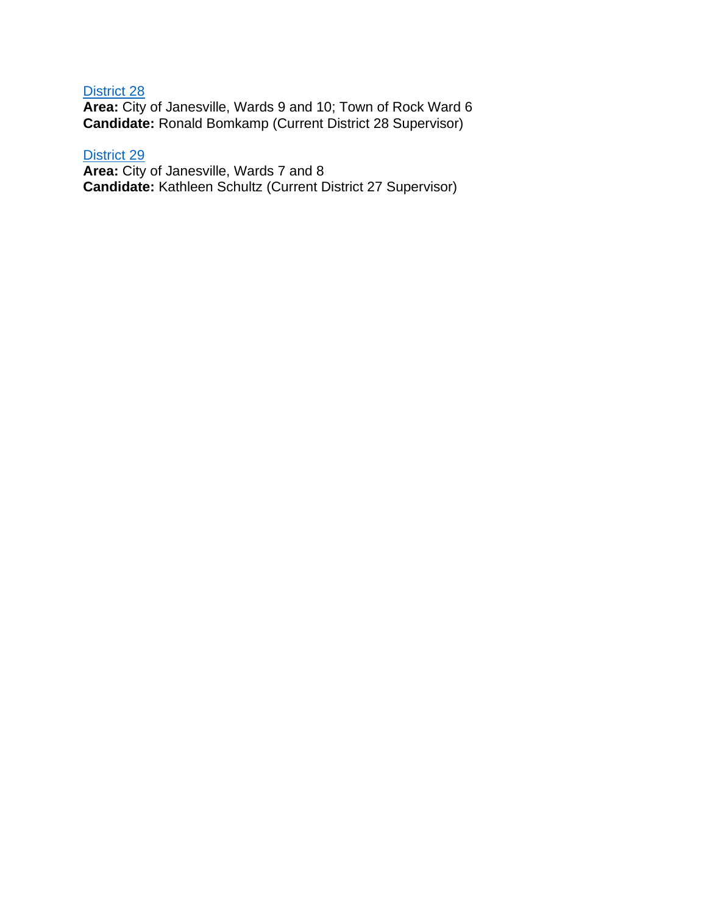District 28

**Area:** City of Janesville, Wards 9 and 10; Town of Rock Ward 6
**Candidate:** Ronald Bomkamp (Current District 28 Supervisor)

District 29

**Area:** City of Janesville, Wards 7 and 8
**Candidate:** Kathleen Schultz (Current District 27 Supervisor)